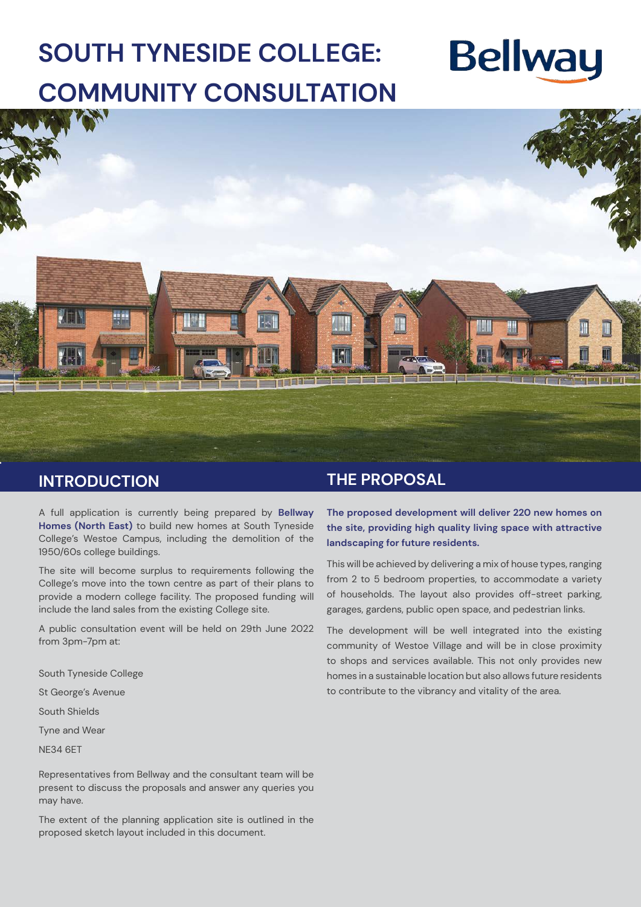# SOUTH TYNESIDE COLLEGE: COMMUNITY CONSULTATION

Bellway

## INTRODUCTION

A full application is currently being prepared by **Bellway Homes (North East)** to build new homes at South Tyneside College's Westoe Campus, including the demolition of the 1950/60s college buildings.

The site will become surplus to requirements following the College's move into the town centre as part of their plans to provide a modern college facility. The proposed funding will include the land sales from the existing College site.

A public consultation event will be held on 29th June 2022 from 3pm-7pm at:

South Tyneside College

St George's Avenue

South Shields

Tyne and Wear

NE34 6ET

Representatives from Bellway and the consultant team will be present to discuss the proposals and answer any queries you may have.

The extent of the planning application site is outlined in the proposed sketch layout included in this document.

## THE PROPOSAL

**The proposed development will deliver 220 new homes on the site, providing high quality living space with attractive landscaping for future residents.**

This will be achieved by delivering a mix of house types, ranging from 2 to 5 bedroom properties, to accommodate a variety of households. The layout also provides off-street parking, garages, gardens, public open space, and pedestrian links.

The development will be well integrated into the existing community of Westoe Village and will be in close proximity to shops and services available. This not only provides new homes in a sustainable location but also allows future residents to contribute to the vibrancy and vitality of the area.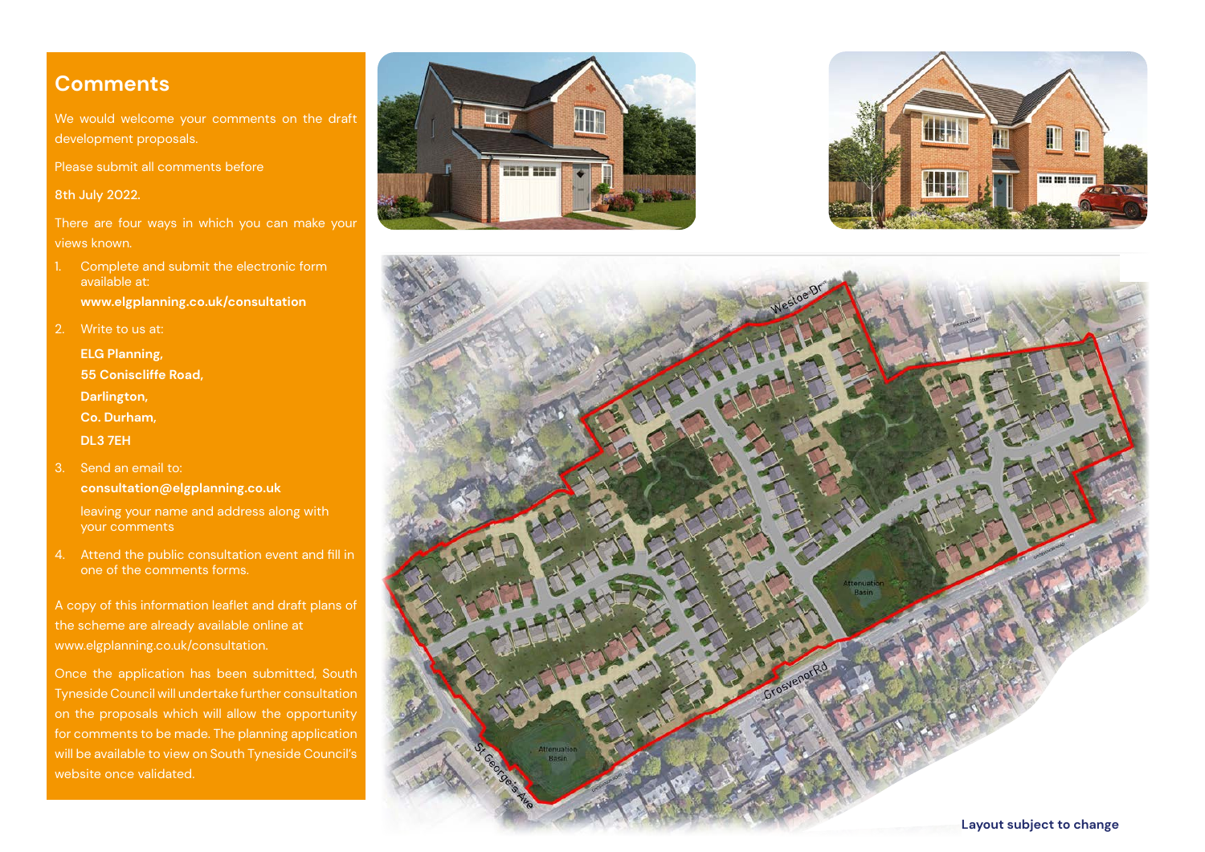## Comments

We would welcome your comments on the draft development proposals.

Please submit all comments before

8th July 2022.

There are four ways in which you can make your views known.

1. Complete and submit the electronic form available at:

   **www.elgplanning.co.uk/consultation**

2. Write to us at:

   **ELG Planning,**

   **55 Coniscliffe Road,**

   **Darlington,**

   **Co. Durham,**

   **DL3 7EH**

3. Send an email to:

   **consultation@elgplanning.co.uk**

   leaving your name and address along with your comments

4. Attend the public consultation event and fill in one of the comments forms.

A copy of this information leaflet and draft plans of the scheme are already available online at www.elgplanning.co.uk/consultation.

Once the application has been submitted, South Tyneside Council will undertake further consultation on the proposals which will allow the opportunity for comments to be made. The planning application will be available to view on South Tyneside Council's website once validated.

Westoe Dr

Attenuation Basin

Grosvenor Rd

St George's Ave

Attenuation Basin

**Layout subject to change**